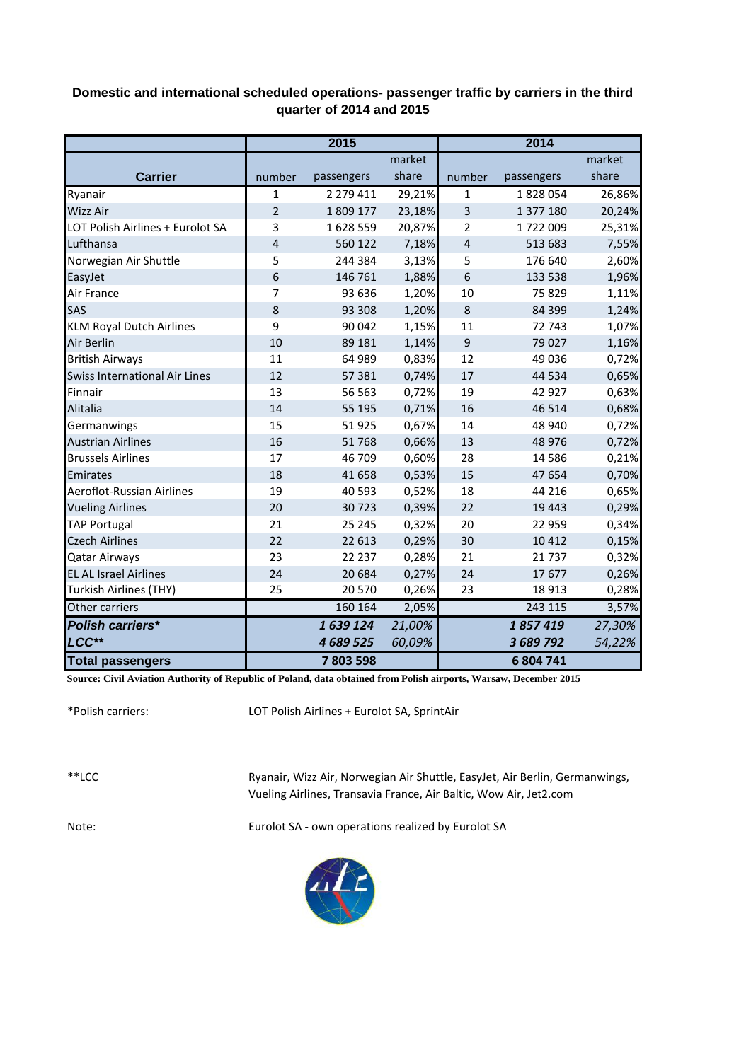**Domestic and international scheduled operations- passenger traffic by carriers in the third quarter of 2014 and 2015**

| Carrier | 2015 | | | 2014 | | |
|---|---|---|---|---|---|---|
| | number | passengers | market share | number | passengers | market share |
| Ryanair | 1 | 2 279 411 | 29,21% | 1 | 1 828 054 | 26,86% |
| Wizz Air | 2 | 1 809 177 | 23,18% | 3 | 1 377 180 | 20,24% |
| LOT Polish Airlines + Eurolot SA | 3 | 1 628 559 | 20,87% | 2 | 1 722 009 | 25,31% |
| Lufthansa | 4 | 560 122 | 7,18% | 4 | 513 683 | 7,55% |
| Norwegian Air Shuttle | 5 | 244 384 | 3,13% | 5 | 176 640 | 2,60% |
| EasyJet | 6 | 146 761 | 1,88% | 6 | 133 538 | 1,96% |
| Air France | 7 | 93 636 | 1,20% | 10 | 75 829 | 1,11% |
| SAS | 8 | 93 308 | 1,20% | 8 | 84 399 | 1,24% |
| KLM Royal Dutch Airlines | 9 | 90 042 | 1,15% | 11 | 72 743 | 1,07% |
| Air Berlin | 10 | 89 181 | 1,14% | 9 | 79 027 | 1,16% |
| British Airways | 11 | 64 989 | 0,83% | 12 | 49 036 | 0,72% |
| Swiss International Air Lines | 12 | 57 381 | 0,74% | 17 | 44 534 | 0,65% |
| Finnair | 13 | 56 563 | 0,72% | 19 | 42 927 | 0,63% |
| Alitalia | 14 | 55 195 | 0,71% | 16 | 46 514 | 0,68% |
| Germanwings | 15 | 51 925 | 0,67% | 14 | 48 940 | 0,72% |
| Austrian Airlines | 16 | 51 768 | 0,66% | 13 | 48 976 | 0,72% |
| Brussels Airlines | 17 | 46 709 | 0,60% | 28 | 14 586 | 0,21% |
| Emirates | 18 | 41 658 | 0,53% | 15 | 47 654 | 0,70% |
| Aeroflot-Russian Airlines | 19 | 40 593 | 0,52% | 18 | 44 216 | 0,65% |
| Vueling Airlines | 20 | 30 723 | 0,39% | 22 | 19 443 | 0,29% |
| TAP Portugal | 21 | 25 245 | 0,32% | 20 | 22 959 | 0,34% |
| Czech Airlines | 22 | 22 613 | 0,29% | 30 | 10 412 | 0,15% |
| Qatar Airways | 23 | 22 237 | 0,28% | 21 | 21 737 | 0,32% |
| EL AL Israel Airlines | 24 | 20 684 | 0,27% | 24 | 17 677 | 0,26% |
| Turkish Airlines (THY) | 25 | 20 570 | 0,26% | 23 | 18 913 | 0,28% |
| Other carriers | | 160 164 | 2,05% | | 243 115 | 3,57% |
| ***Polish carriers**** | | ***1 639 124*** | *21,00%* | | ***1 857 419*** | *27,30%* |
| ***LCC***** | | ***4 689 525*** | *60,09%* | | ***3 689 792*** | *54,22%* |
| **Total passengers** | | **7 803 598** | | | **6 804 741** | |

**Source: Civil Aviation Authority of Republic of Poland, data obtained from Polish airports, Warsaw, December 2015**

*Polish carriers: LOT Polish Airlines + Eurolot SA, SprintAir

**LCC Ryanair, Wizz Air, Norwegian Air Shuttle, EasyJet, Air Berlin, Germanwings, Vueling Airlines, Transavia France, Air Baltic, Wow Air, Jet2.com

Note: Eurolot SA - own operations realized by Eurolot SA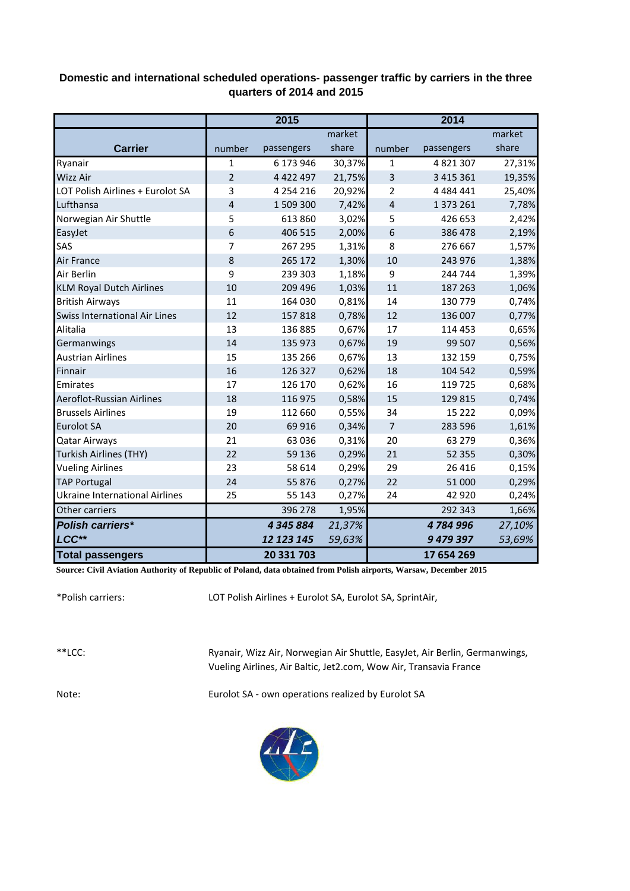### Domestic and international scheduled operations- passenger traffic by carriers in the three quarters of 2014 and 2015

| Carrier | 2015 | | | 2014 | | |
|---|---|---|---|---|---|---|
| | number | passengers | market share | number | passengers | market share |
| Ryanair | 1 | 6 173 946 | 30,37% | 1 | 4 821 307 | 27,31% |
| Wizz Air | 2 | 4 422 497 | 21,75% | 3 | 3 415 361 | 19,35% |
| LOT Polish Airlines + Eurolot SA | 3 | 4 254 216 | 20,92% | 2 | 4 484 441 | 25,40% |
| Lufthansa | 4 | 1 509 300 | 7,42% | 4 | 1 373 261 | 7,78% |
| Norwegian Air Shuttle | 5 | 613 860 | 3,02% | 5 | 426 653 | 2,42% |
| EasyJet | 6 | 406 515 | 2,00% | 6 | 386 478 | 2,19% |
| SAS | 7 | 267 295 | 1,31% | 8 | 276 667 | 1,57% |
| Air France | 8 | 265 172 | 1,30% | 10 | 243 976 | 1,38% |
| Air Berlin | 9 | 239 303 | 1,18% | 9 | 244 744 | 1,39% |
| KLM Royal Dutch Airlines | 10 | 209 496 | 1,03% | 11 | 187 263 | 1,06% |
| British Airways | 11 | 164 030 | 0,81% | 14 | 130 779 | 0,74% |
| Swiss International Air Lines | 12 | 157 818 | 0,78% | 12 | 136 007 | 0,77% |
| Alitalia | 13 | 136 885 | 0,67% | 17 | 114 453 | 0,65% |
| Germanwings | 14 | 135 973 | 0,67% | 19 | 99 507 | 0,56% |
| Austrian Airlines | 15 | 135 266 | 0,67% | 13 | 132 159 | 0,75% |
| Finnair | 16 | 126 327 | 0,62% | 18 | 104 542 | 0,59% |
| Emirates | 17 | 126 170 | 0,62% | 16 | 119 725 | 0,68% |
| Aeroflot-Russian Airlines | 18 | 116 975 | 0,58% | 15 | 129 815 | 0,74% |
| Brussels Airlines | 19 | 112 660 | 0,55% | 34 | 15 222 | 0,09% |
| Eurolot SA | 20 | 69 916 | 0,34% | 7 | 283 596 | 1,61% |
| Qatar Airways | 21 | 63 036 | 0,31% | 20 | 63 279 | 0,36% |
| Turkish Airlines (THY) | 22 | 59 136 | 0,29% | 21 | 52 355 | 0,30% |
| Vueling Airlines | 23 | 58 614 | 0,29% | 29 | 26 416 | 0,15% |
| TAP Portugal | 24 | 55 876 | 0,27% | 22 | 51 000 | 0,29% |
| Ukraine International Airlines | 25 | 55 143 | 0,27% | 24 | 42 920 | 0,24% |
| Other carriers | | 396 278 | 1,95% | | 292 343 | 1,66% |
| ***Polish carriers**** | | ***4 345 884*** | *21,37%* | | ***4 784 996*** | *27,10%* |
| ***LCC***** | | ***12 123 145*** | *59,63%* | | ***9 479 397*** | *53,69%* |
| **Total passengers** | | **20 331 703** | | | **17 654 269** | |

**Source: Civil Aviation Authority of Republic of Poland, data obtained from Polish airports, Warsaw, December 2015**

*Polish carriers: LOT Polish Airlines + Eurolot SA, Eurolot SA, SprintAir,

**LCC: Ryanair, Wizz Air, Norwegian Air Shuttle, EasyJet, Air Berlin, Germanwings, Vueling Airlines, Air Baltic, Jet2.com, Wow Air, Transavia France

Note: Eurolot SA - own operations realized by Eurolot SA